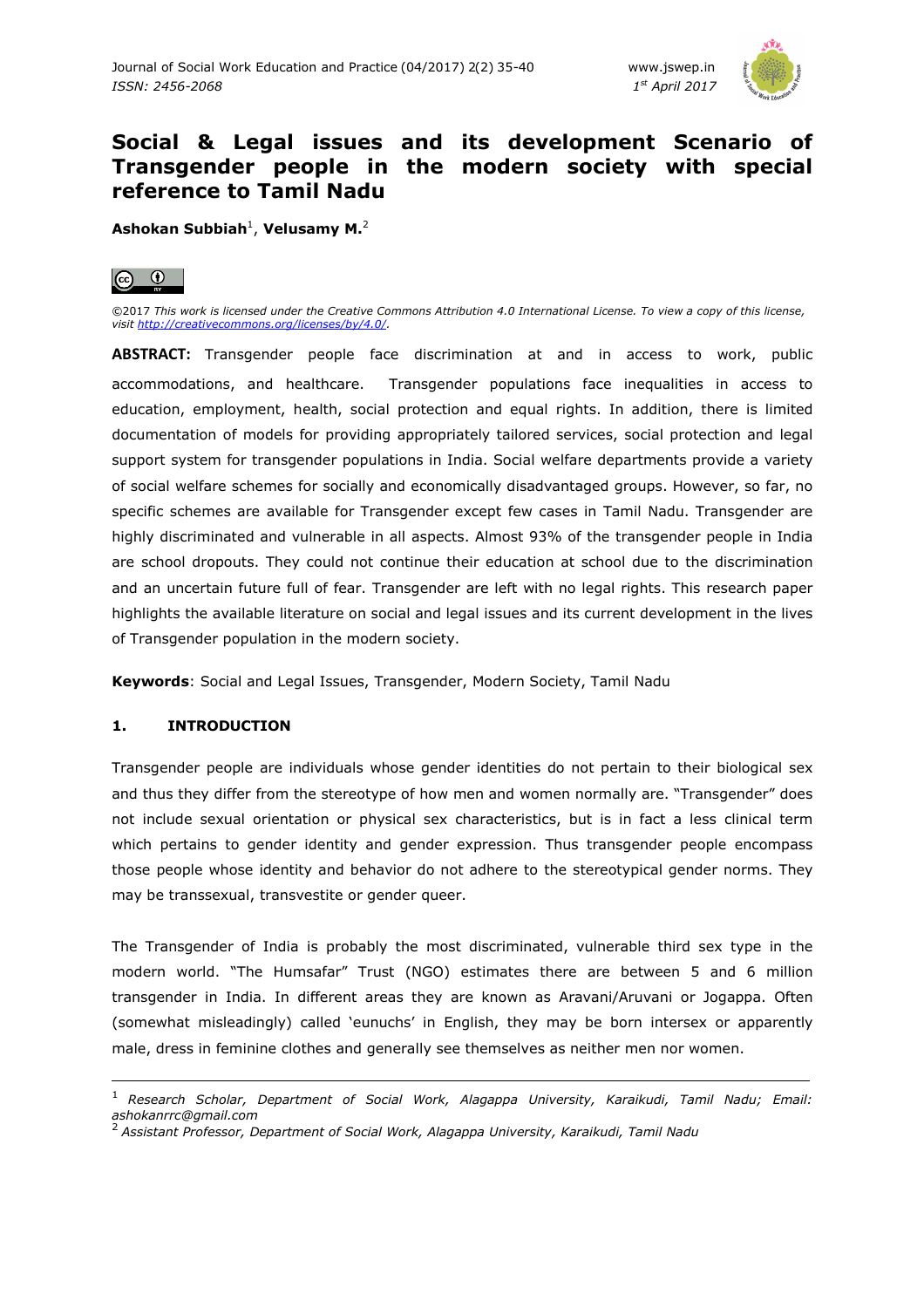# Social & Legal issues and its development Scenario of Transgender people in the modern society with special reference to Tamil Nadu

**Ashokan Subbiah**[1], **Velusamy M.**[2]

©2017 *This work is licensed under the Creative Commons Attribution 4.0 International License. To view a copy of this license, visit* *http://creativecommons.org/licenses/by/4.0/*.

**ABSTRACT:** Transgender people face discrimination at and in access to work, public accommodations, and healthcare. Transgender populations face inequalities in access to education, employment, health, social protection and equal rights. In addition, there is limited documentation of models for providing appropriately tailored services, social protection and legal support system for transgender populations in India. Social welfare departments provide a variety of social welfare schemes for socially and economically disadvantaged groups. However, so far, no specific schemes are available for Transgender except few cases in Tamil Nadu. Transgender are highly discriminated and vulnerable in all aspects. Almost 93% of the transgender people in India are school dropouts. They could not continue their education at school due to the discrimination and an uncertain future full of fear. Transgender are left with no legal rights. This research paper highlights the available literature on social and legal issues and its current development in the lives of Transgender population in the modern society.

**Keywords**: Social and Legal Issues, Transgender, Modern Society, Tamil Nadu

## 1. INTRODUCTION

Transgender people are individuals whose gender identities do not pertain to their biological sex and thus they differ from the stereotype of how men and women normally are. "Transgender" does not include sexual orientation or physical sex characteristics, but is in fact a less clinical term which pertains to gender identity and gender expression. Thus transgender people encompass those people whose identity and behavior do not adhere to the stereotypical gender norms. They may be transsexual, transvestite or gender queer.

The Transgender of India is probably the most discriminated, vulnerable third sex type in the modern world. "The Humsafar" Trust (NGO) estimates there are between 5 and 6 million transgender in India. In different areas they are known as Aravani/Aruvani or Jogappa. Often (somewhat misleadingly) called 'eunuchs' in English, they may be born intersex or apparently male, dress in feminine clothes and generally see themselves as neither men nor women.

---

[1] *Research Scholar, Department of Social Work, Alagappa University, Karaikudi, Tamil Nadu; Email: ashokanrrc@gmail.com*

[2] *Assistant Professor, Department of Social Work, Alagappa University, Karaikudi, Tamil Nadu*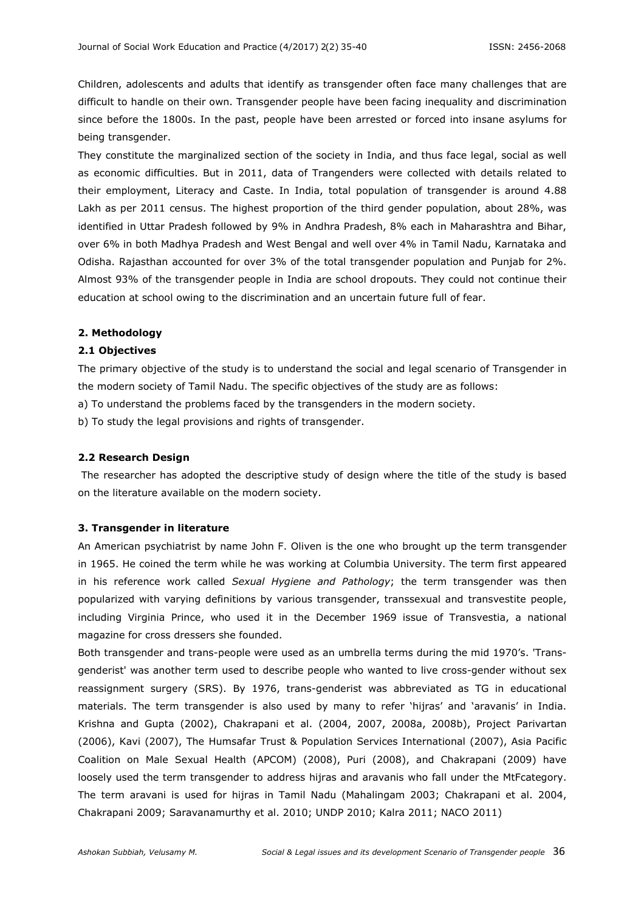Children, adolescents and adults that identify as transgender often face many challenges that are difficult to handle on their own. Transgender people have been facing inequality and discrimination since before the 1800s. In the past, people have been arrested or forced into insane asylums for being transgender.

They constitute the marginalized section of the society in India, and thus face legal, social as well as economic difficulties. But in 2011, data of Trangenders were collected with details related to their employment, Literacy and Caste. In India, total population of transgender is around 4.88 Lakh as per 2011 census. The highest proportion of the third gender population, about 28%, was identified in Uttar Pradesh followed by 9% in Andhra Pradesh, 8% each in Maharashtra and Bihar, over 6% in both Madhya Pradesh and West Bengal and well over 4% in Tamil Nadu, Karnataka and Odisha. Rajasthan accounted for over 3% of the total transgender population and Punjab for 2%. Almost 93% of the transgender people in India are school dropouts. They could not continue their education at school owing to the discrimination and an uncertain future full of fear.

## 2. Methodology

### 2.1 Objectives

The primary objective of the study is to understand the social and legal scenario of Transgender in the modern society of Tamil Nadu. The specific objectives of the study are as follows:

a) To understand the problems faced by the transgenders in the modern society.

b) To study the legal provisions and rights of transgender.

### 2.2 Research Design

The researcher has adopted the descriptive study of design where the title of the study is based on the literature available on the modern society.

## 3. Transgender in literature

An American psychiatrist by name John F. Oliven is the one who brought up the term transgender in 1965. He coined the term while he was working at Columbia University. The term first appeared in his reference work called *Sexual Hygiene and Pathology*; the term transgender was then popularized with varying definitions by various transgender, transsexual and transvestite people, including Virginia Prince, who used it in the December 1969 issue of Transvestia, a national magazine for cross dressers she founded.

Both transgender and trans-people were used as an umbrella terms during the mid 1970's. 'Trans-genderist' was another term used to describe people who wanted to live cross-gender without sex reassignment surgery (SRS). By 1976, trans-genderist was abbreviated as TG in educational materials. The term transgender is also used by many to refer 'hijras' and 'aravanis' in India. Krishna and Gupta (2002), Chakrapani et al. (2004, 2007, 2008a, 2008b), Project Parivartan (2006), Kavi (2007), The Humsafar Trust & Population Services International (2007), Asia Pacific Coalition on Male Sexual Health (APCOM) (2008), Puri (2008), and Chakrapani (2009) have loosely used the term transgender to address hijras and aravanis who fall under the MtFcategory. The term aravani is used for hijras in Tamil Nadu (Mahalingam 2003; Chakrapani et al. 2004, Chakrapani 2009; Saravanamurthy et al. 2010; UNDP 2010; Kalra 2011; NACO 2011)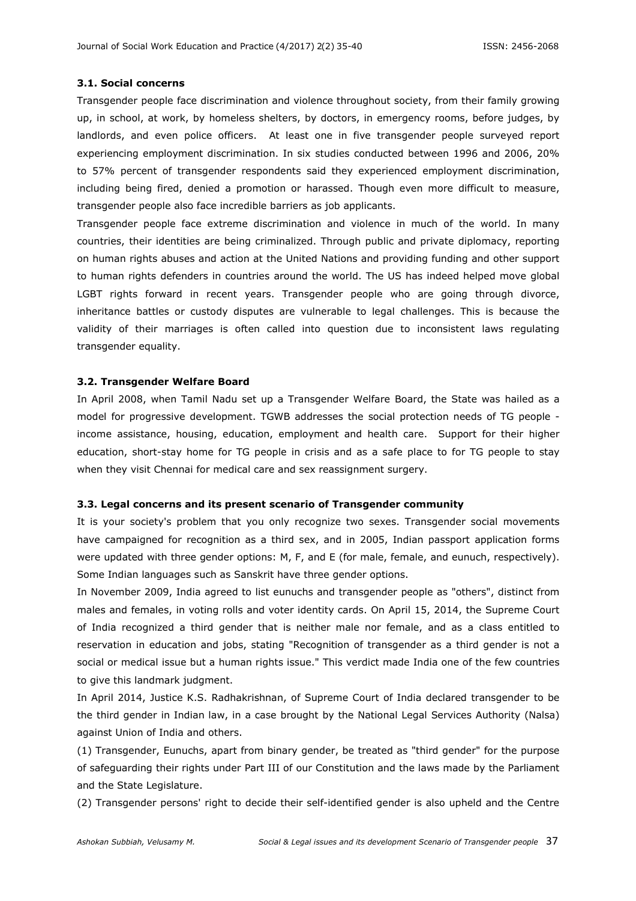### 3.1. Social concerns

Transgender people face discrimination and violence throughout society, from their family growing up, in school, at work, by homeless shelters, by doctors, in emergency rooms, before judges, by landlords, and even police officers. At least one in five transgender people surveyed report experiencing employment discrimination. In six studies conducted between 1996 and 2006, 20% to 57% percent of transgender respondents said they experienced employment discrimination, including being fired, denied a promotion or harassed. Though even more difficult to measure, transgender people also face incredible barriers as job applicants.

Transgender people face extreme discrimination and violence in much of the world. In many countries, their identities are being criminalized. Through public and private diplomacy, reporting on human rights abuses and action at the United Nations and providing funding and other support to human rights defenders in countries around the world. The US has indeed helped move global LGBT rights forward in recent years. Transgender people who are going through divorce, inheritance battles or custody disputes are vulnerable to legal challenges. This is because the validity of their marriages is often called into question due to inconsistent laws regulating transgender equality.

### 3.2. Transgender Welfare Board

In April 2008, when Tamil Nadu set up a Transgender Welfare Board, the State was hailed as a model for progressive development. TGWB addresses the social protection needs of TG people - income assistance, housing, education, employment and health care. Support for their higher education, short-stay home for TG people in crisis and as a safe place to for TG people to stay when they visit Chennai for medical care and sex reassignment surgery.

### 3.3. Legal concerns and its present scenario of Transgender community

It is your society's problem that you only recognize two sexes. Transgender social movements have campaigned for recognition as a third sex, and in 2005, Indian passport application forms were updated with three gender options: M, F, and E (for male, female, and eunuch, respectively). Some Indian languages such as Sanskrit have three gender options.

In November 2009, India agreed to list eunuchs and transgender people as "others", distinct from males and females, in voting rolls and voter identity cards. On April 15, 2014, the Supreme Court of India recognized a third gender that is neither male nor female, and as a class entitled to reservation in education and jobs, stating "Recognition of transgender as a third gender is not a social or medical issue but a human rights issue." This verdict made India one of the few countries to give this landmark judgment.

In April 2014, Justice K.S. Radhakrishnan, of Supreme Court of India declared transgender to be the third gender in Indian law, in a case brought by the National Legal Services Authority (Nalsa) against Union of India and others.

(1) Transgender, Eunuchs, apart from binary gender, be treated as "third gender" for the purpose of safeguarding their rights under Part III of our Constitution and the laws made by the Parliament and the State Legislature.

(2) Transgender persons' right to decide their self-identified gender is also upheld and the Centre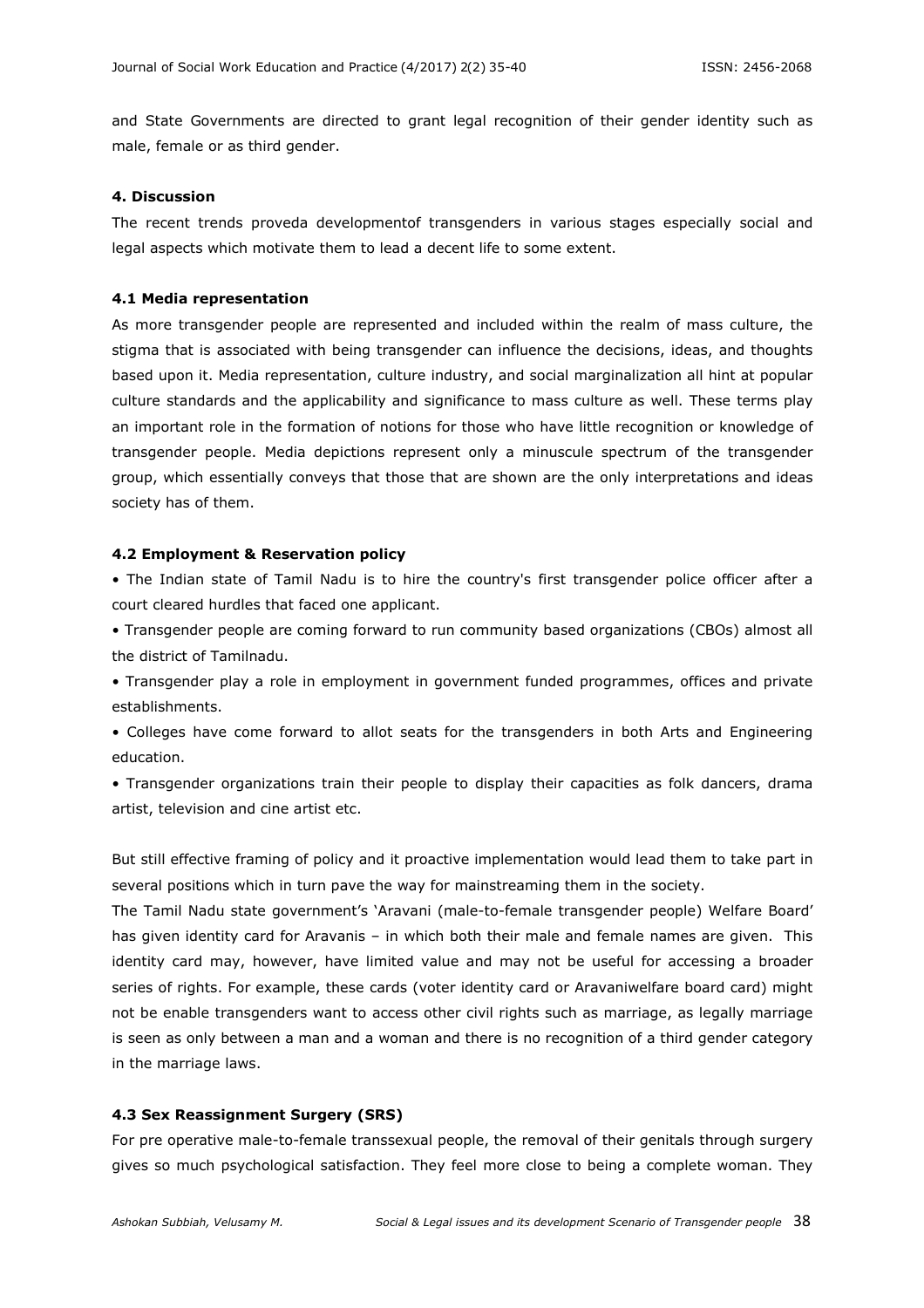and State Governments are directed to grant legal recognition of their gender identity such as male, female or as third gender.

### 4. Discussion

The recent trends proveda developmentof transgenders in various stages especially social and legal aspects which motivate them to lead a decent life to some extent.

#### 4.1 Media representation

As more transgender people are represented and included within the realm of mass culture, the stigma that is associated with being transgender can influence the decisions, ideas, and thoughts based upon it. Media representation, culture industry, and social marginalization all hint at popular culture standards and the applicability and significance to mass culture as well. These terms play an important role in the formation of notions for those who have little recognition or knowledge of transgender people. Media depictions represent only a minuscule spectrum of the transgender group, which essentially conveys that those that are shown are the only interpretations and ideas society has of them.

#### 4.2 Employment & Reservation policy

- The Indian state of Tamil Nadu is to hire the country's first transgender police officer after a court cleared hurdles that faced one applicant.
- Transgender people are coming forward to run community based organizations (CBOs) almost all the district of Tamilnadu.
- Transgender play a role in employment in government funded programmes, offices and private establishments.
- Colleges have come forward to allot seats for the transgenders in both Arts and Engineering education.
- Transgender organizations train their people to display their capacities as folk dancers, drama artist, television and cine artist etc.

But still effective framing of policy and it proactive implementation would lead them to take part in several positions which in turn pave the way for mainstreaming them in the society.

The Tamil Nadu state government's 'Aravani (male-to-female transgender people) Welfare Board' has given identity card for Aravanis – in which both their male and female names are given. This identity card may, however, have limited value and may not be useful for accessing a broader series of rights. For example, these cards (voter identity card or Aravaniwelfare board card) might not be enable transgenders want to access other civil rights such as marriage, as legally marriage is seen as only between a man and a woman and there is no recognition of a third gender category in the marriage laws.

#### 4.3 Sex Reassignment Surgery (SRS)

For pre operative male-to-female transsexual people, the removal of their genitals through surgery gives so much psychological satisfaction. They feel more close to being a complete woman. They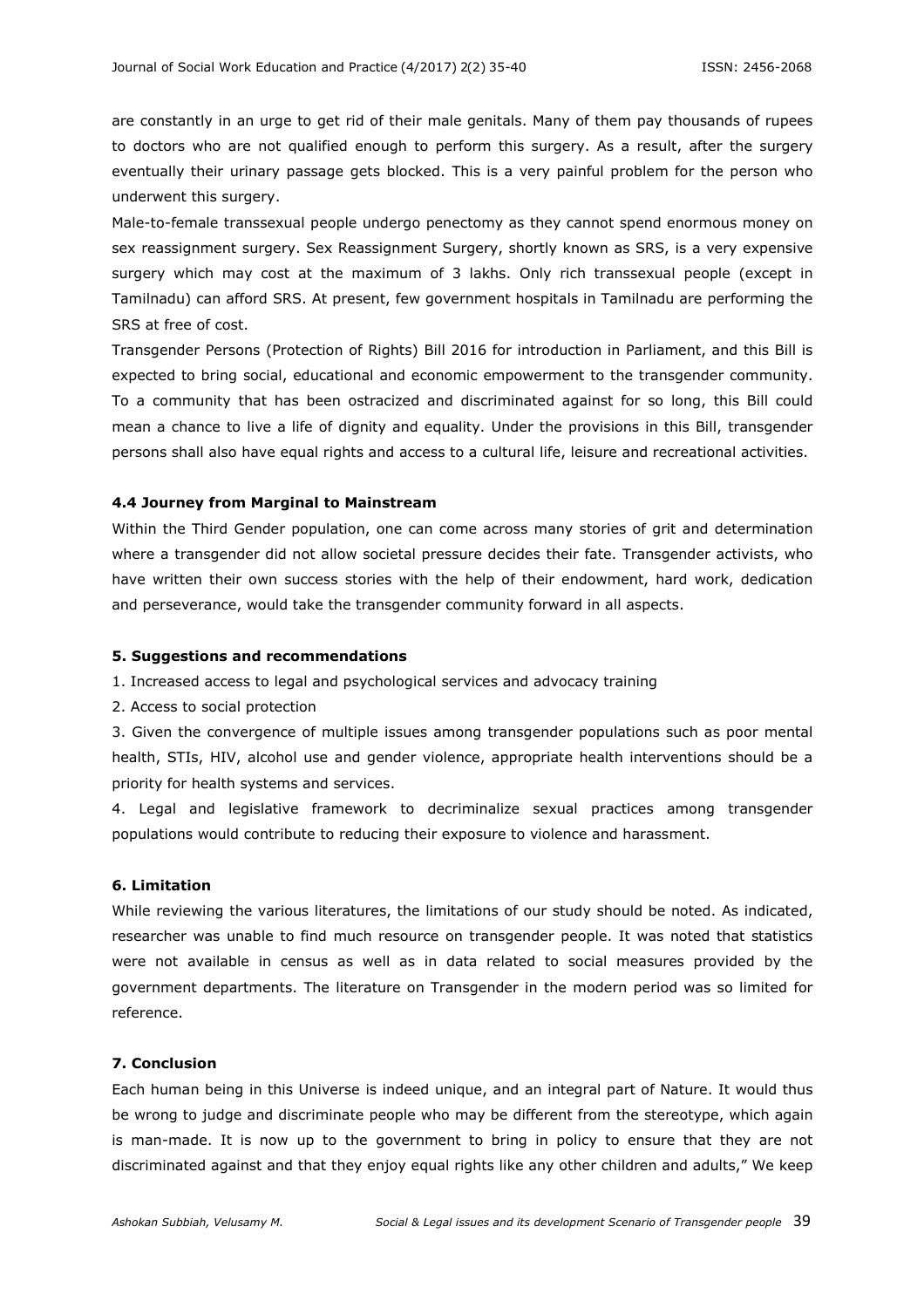are constantly in an urge to get rid of their male genitals. Many of them pay thousands of rupees to doctors who are not qualified enough to perform this surgery. As a result, after the surgery eventually their urinary passage gets blocked. This is a very painful problem for the person who underwent this surgery.

Male-to-female transsexual people undergo penectomy as they cannot spend enormous money on sex reassignment surgery. Sex Reassignment Surgery, shortly known as SRS, is a very expensive surgery which may cost at the maximum of 3 lakhs. Only rich transsexual people (except in Tamilnadu) can afford SRS. At present, few government hospitals in Tamilnadu are performing the SRS at free of cost.

Transgender Persons (Protection of Rights) Bill 2016 for introduction in Parliament, and this Bill is expected to bring social, educational and economic empowerment to the transgender community. To a community that has been ostracized and discriminated against for so long, this Bill could mean a chance to live a life of dignity and equality. Under the provisions in this Bill, transgender persons shall also have equal rights and access to a cultural life, leisure and recreational activities.

### 4.4 Journey from Marginal to Mainstream

Within the Third Gender population, one can come across many stories of grit and determination where a transgender did not allow societal pressure decides their fate. Transgender activists, who have written their own success stories with the help of their endowment, hard work, dedication and perseverance, would take the transgender community forward in all aspects.

## 5. Suggestions and recommendations

1. Increased access to legal and psychological services and advocacy training
2. Access to social protection
3. Given the convergence of multiple issues among transgender populations such as poor mental health, STIs, HIV, alcohol use and gender violence, appropriate health interventions should be a priority for health systems and services.
4. Legal and legislative framework to decriminalize sexual practices among transgender populations would contribute to reducing their exposure to violence and harassment.

## 6. Limitation

While reviewing the various literatures, the limitations of our study should be noted. As indicated, researcher was unable to find much resource on transgender people. It was noted that statistics were not available in census as well as in data related to social measures provided by the government departments. The literature on Transgender in the modern period was so limited for reference.

## 7. Conclusion

Each human being in this Universe is indeed unique, and an integral part of Nature. It would thus be wrong to judge and discriminate people who may be different from the stereotype, which again is man-made. It is now up to the government to bring in policy to ensure that they are not discriminated against and that they enjoy equal rights like any other children and adults," We keep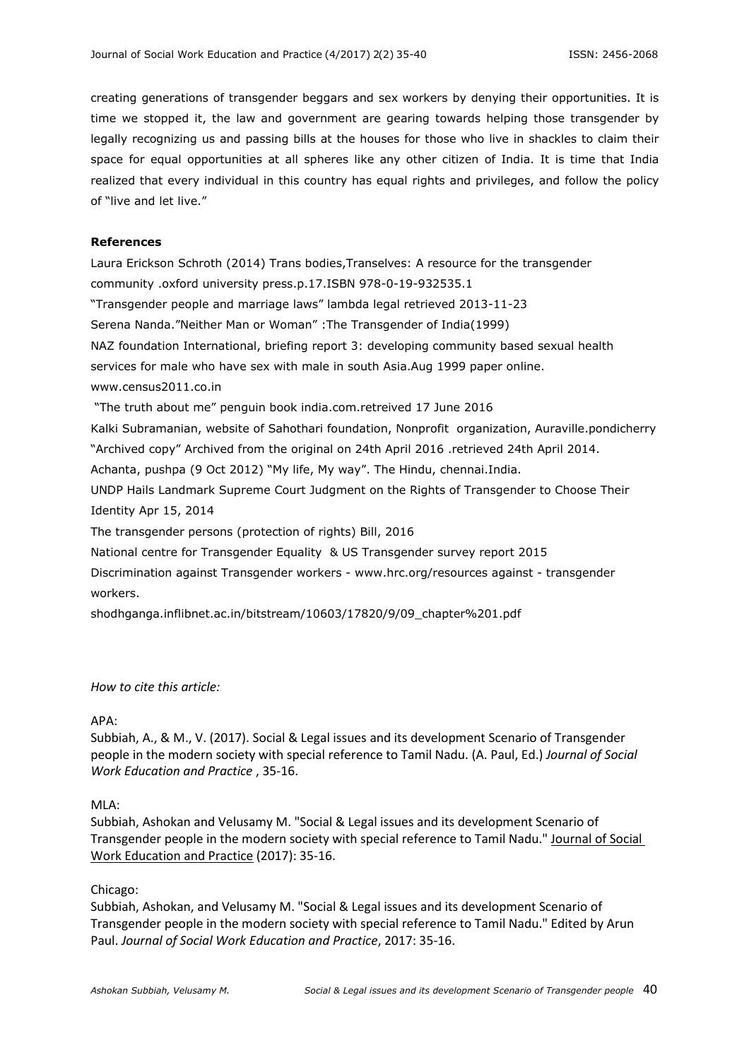creating generations of transgender beggars and sex workers by denying their opportunities. It is time we stopped it, the law and government are gearing towards helping those transgender by legally recognizing us and passing bills at the houses for those who live in shackles to claim their space for equal opportunities at all spheres like any other citizen of India. It is time that India realized that every individual in this country has equal rights and privileges, and follow the policy of "live and let live."

**References**

Laura Erickson Schroth (2014) Trans bodies,Transelves: A resource for the transgender community .oxford university press.p.17.ISBN 978-0-19-932535.1

"Transgender people and marriage laws" lambda legal retrieved 2013-11-23

Serena Nanda."Neither Man or Woman" :The Transgender of India(1999)

NAZ foundation International, briefing report 3: developing community based sexual health services for male who have sex with male in south Asia.Aug 1999 paper online.

www.census2011.co.in

"The truth about me" penguin book india.com.retreived 17 June 2016

Kalki Subramanian, website of Sahothari foundation, Nonprofit organization, Auraville.pondicherry

"Archived copy" Archived from the original on 24th April 2016 .retrieved 24th April 2014.

Achanta, pushpa (9 Oct 2012) "My life, My way". The Hindu, chennai.India.

UNDP Hails Landmark Supreme Court Judgment on the Rights of Transgender to Choose Their Identity Apr 15, 2014

The transgender persons (protection of rights) Bill, 2016

National centre for Transgender Equality & US Transgender survey report 2015

Discrimination against Transgender workers - www.hrc.org/resources against - transgender workers.

shodhganga.inflibnet.ac.in/bitstream/10603/17820/9/09_chapter%201.pdf

*How to cite this article:*

APA:

Subbiah, A., & M., V. (2017). Social & Legal issues and its development Scenario of Transgender people in the modern society with special reference to Tamil Nadu. (A. Paul, Ed.) *Journal of Social Work Education and Practice* , 35-16.

MLA:

Subbiah, Ashokan and Velusamy M. "Social & Legal issues and its development Scenario of Transgender people in the modern society with special reference to Tamil Nadu." Journal of Social Work Education and Practice (2017): 35-16.

Chicago:

Subbiah, Ashokan, and Velusamy M. "Social & Legal issues and its development Scenario of Transgender people in the modern society with special reference to Tamil Nadu." Edited by Arun Paul. *Journal of Social Work Education and Practice*, 2017: 35-16.